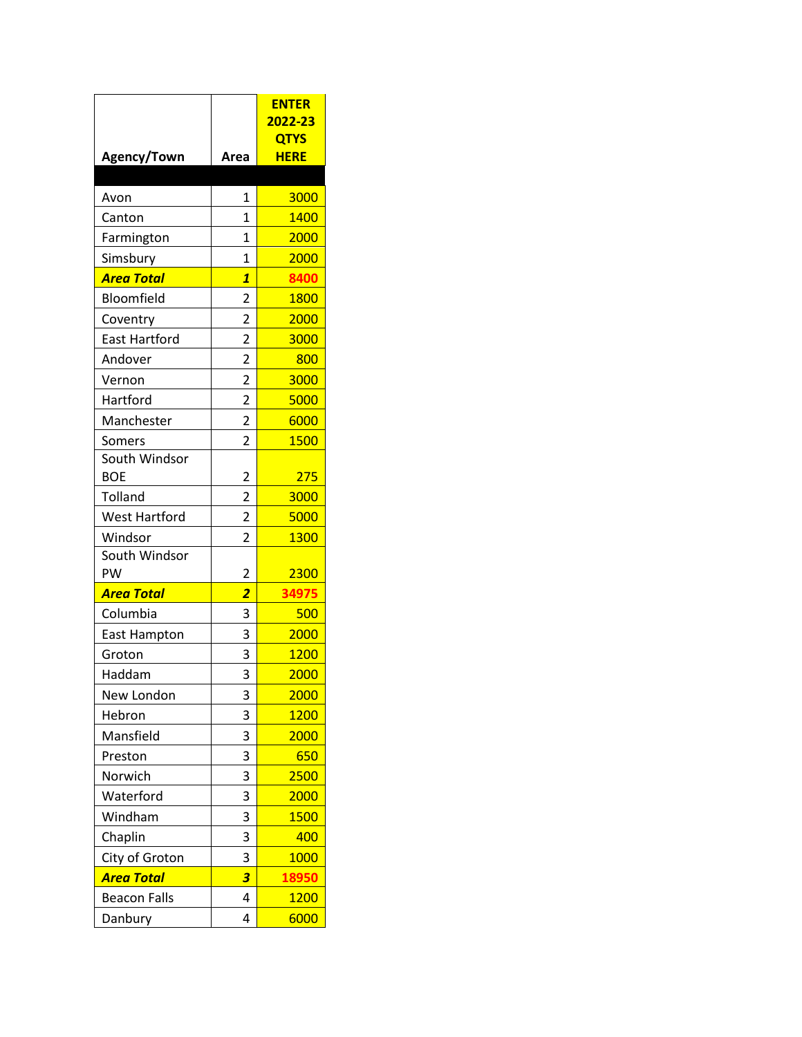| Agency/Town | Area | ENTER 2022-23 QTYS HERE |
|---|---|---|
| | | |
| Avon | 1 | 3000 |
| Canton | 1 | 1400 |
| Farmington | 1 | 2000 |
| Simsbury | 1 | 2000 |
| ***Area Total*** | ***1*** | **8400** |
| Bloomfield | 2 | 1800 |
| Coventry | 2 | 2000 |
| East Hartford | 2 | 3000 |
| Andover | 2 | 800 |
| Vernon | 2 | 3000 |
| Hartford | 2 | 5000 |
| Manchester | 2 | 6000 |
| Somers | 2 | 1500 |
| South Windsor BOE | 2 | 275 |
| Tolland | 2 | 3000 |
| West Hartford | 2 | 5000 |
| Windsor | 2 | 1300 |
| South Windsor PW | 2 | 2300 |
| ***Area Total*** | ***2*** | **34975** |
| Columbia | 3 | 500 |
| East Hampton | 3 | 2000 |
| Groton | 3 | 1200 |
| Haddam | 3 | 2000 |
| New London | 3 | 2000 |
| Hebron | 3 | 1200 |
| Mansfield | 3 | 2000 |
| Preston | 3 | 650 |
| Norwich | 3 | 2500 |
| Waterford | 3 | 2000 |
| Windham | 3 | 1500 |
| Chaplin | 3 | 400 |
| City of Groton | 3 | 1000 |
| ***Area Total*** | ***3*** | **18950** |
| Beacon Falls | 4 | 1200 |
| Danbury | 4 | 6000 |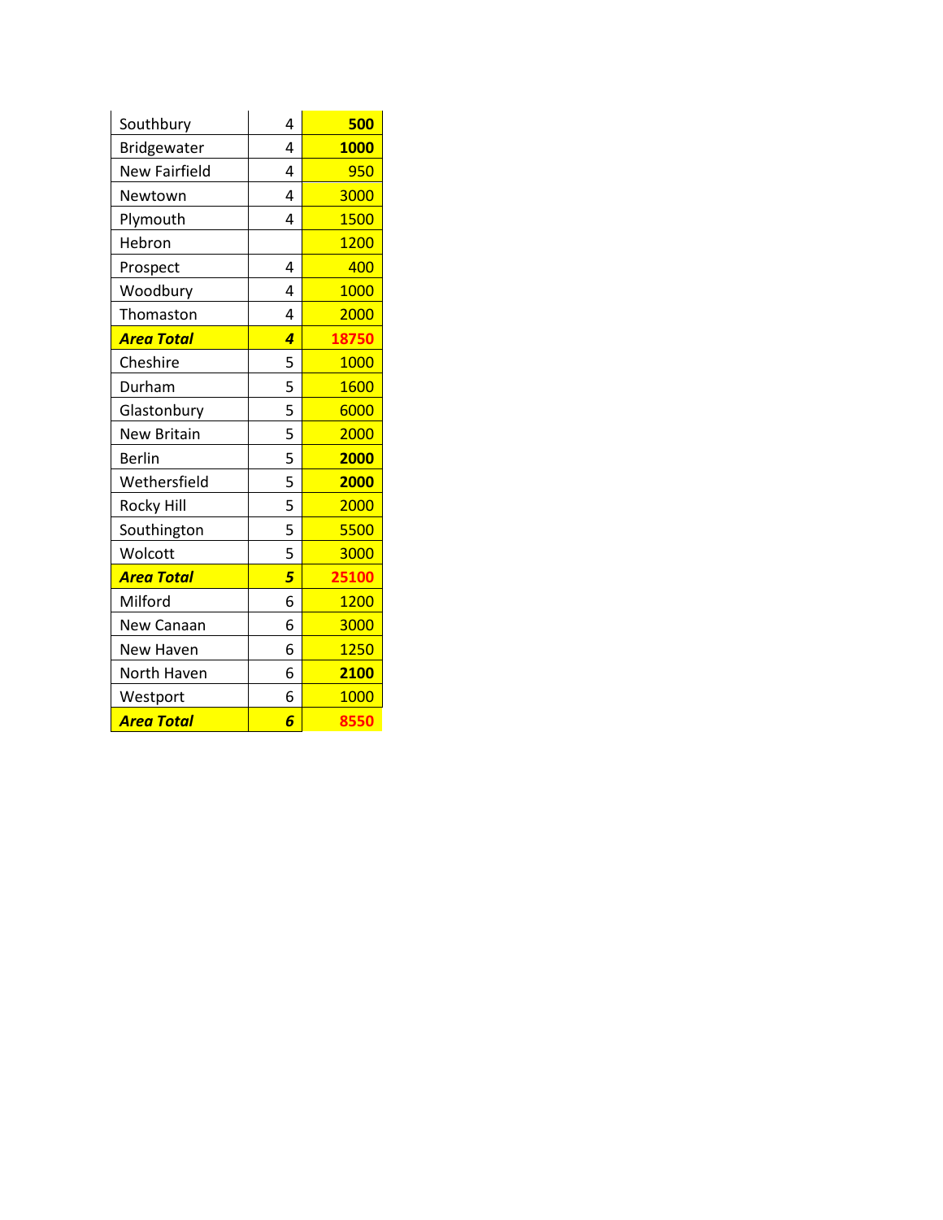| | | |
|---|---|---|
| Southbury | 4 | **500** |
| Bridgewater | 4 | **1000** |
| New Fairfield | 4 | 950 |
| Newtown | 4 | 3000 |
| Plymouth | 4 | 1500 |
| Hebron | | 1200 |
| Prospect | 4 | 400 |
| Woodbury | 4 | 1000 |
| Thomaston | 4 | 2000 |
| ***Area Total*** | ***4*** | **18750** |
| Cheshire | 5 | 1000 |
| Durham | 5 | 1600 |
| Glastonbury | 5 | 6000 |
| New Britain | 5 | 2000 |
| Berlin | 5 | **2000** |
| Wethersfield | 5 | **2000** |
| Rocky Hill | 5 | 2000 |
| Southington | 5 | 5500 |
| Wolcott | 5 | 3000 |
| ***Area Total*** | ***5*** | **25100** |
| Milford | 6 | 1200 |
| New Canaan | 6 | 3000 |
| New Haven | 6 | 1250 |
| North Haven | 6 | **2100** |
| Westport | 6 | 1000 |
| ***Area Total*** | ***6*** | **8550** |